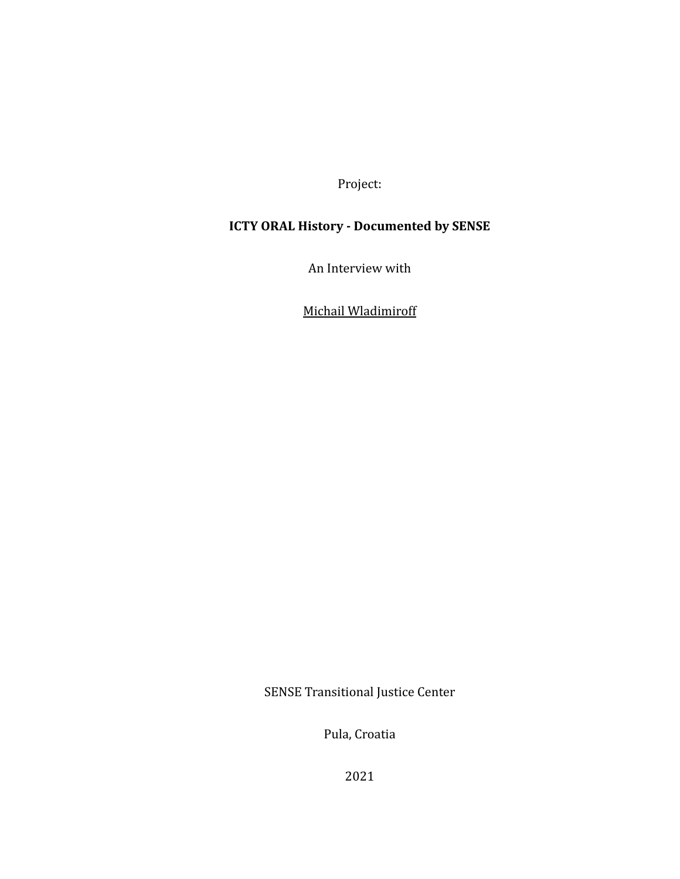Project:

**ICTY ORAL History - Documented by SENSE**

An Interview with

Michail Wladimiroff

SENSE Transitional Justice Center

Pula, Croatia

2021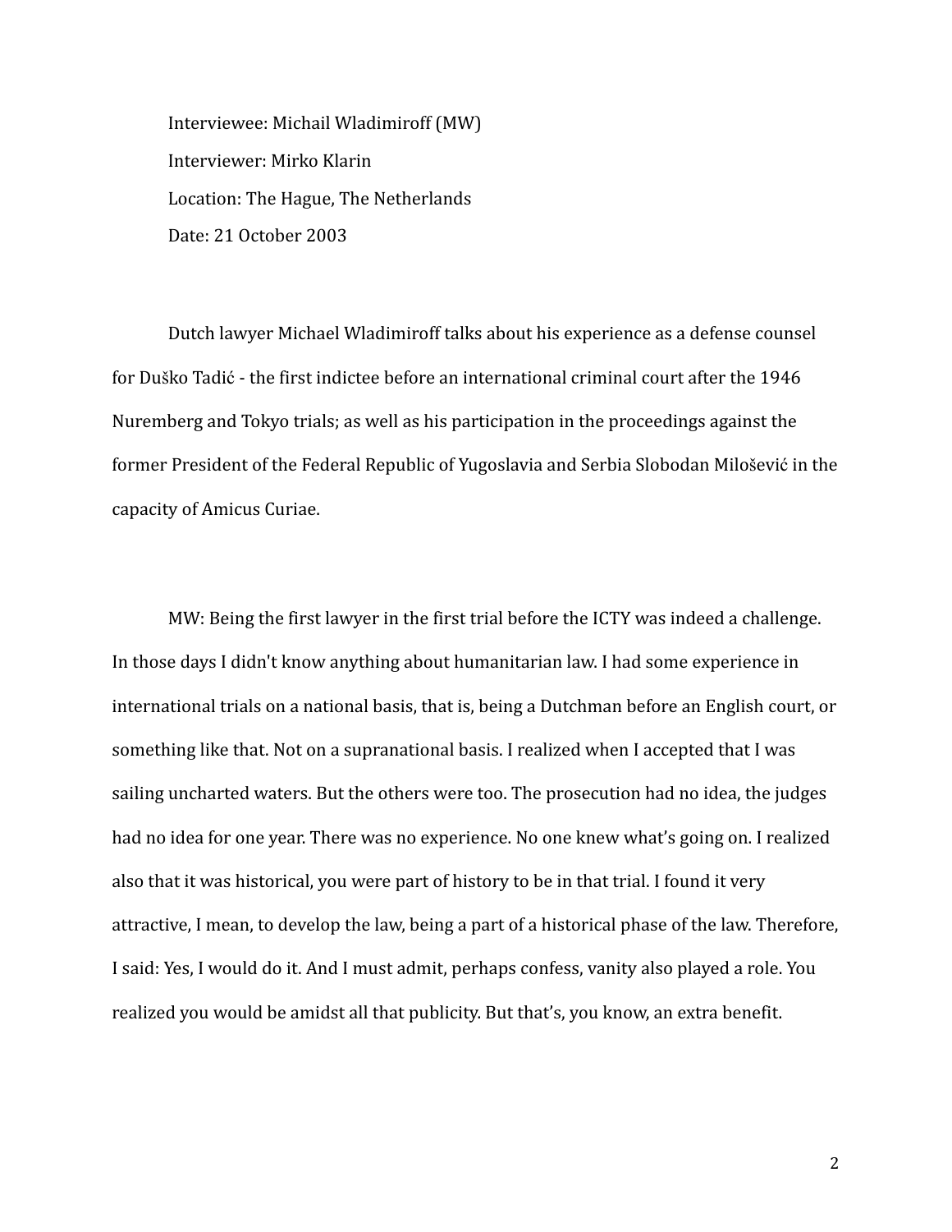Interviewee: Michail Wladimiroff (MW)

Interviewer: Mirko Klarin

Location: The Hague, The Netherlands

Date: 21 October 2003

Dutch lawyer Michael Wladimiroff talks about his experience as a defense counsel for Duško Tadić - the first indictee before an international criminal court after the 1946 Nuremberg and Tokyo trials; as well as his participation in the proceedings against the former President of the Federal Republic of Yugoslavia and Serbia Slobodan Milošević in the capacity of Amicus Curiae.

MW: Being the first lawyer in the first trial before the ICTY was indeed a challenge. In those days I didn't know anything about humanitarian law. I had some experience in international trials on a national basis, that is, being a Dutchman before an English court, or something like that. Not on a supranational basis. I realized when I accepted that I was sailing uncharted waters. But the others were too. The prosecution had no idea, the judges had no idea for one year. There was no experience. No one knew what's going on. I realized also that it was historical, you were part of history to be in that trial. I found it very attractive, I mean, to develop the law, being a part of a historical phase of the law. Therefore, I said: Yes, I would do it. And I must admit, perhaps confess, vanity also played a role. You realized you would be amidst all that publicity. But that's, you know, an extra benefit.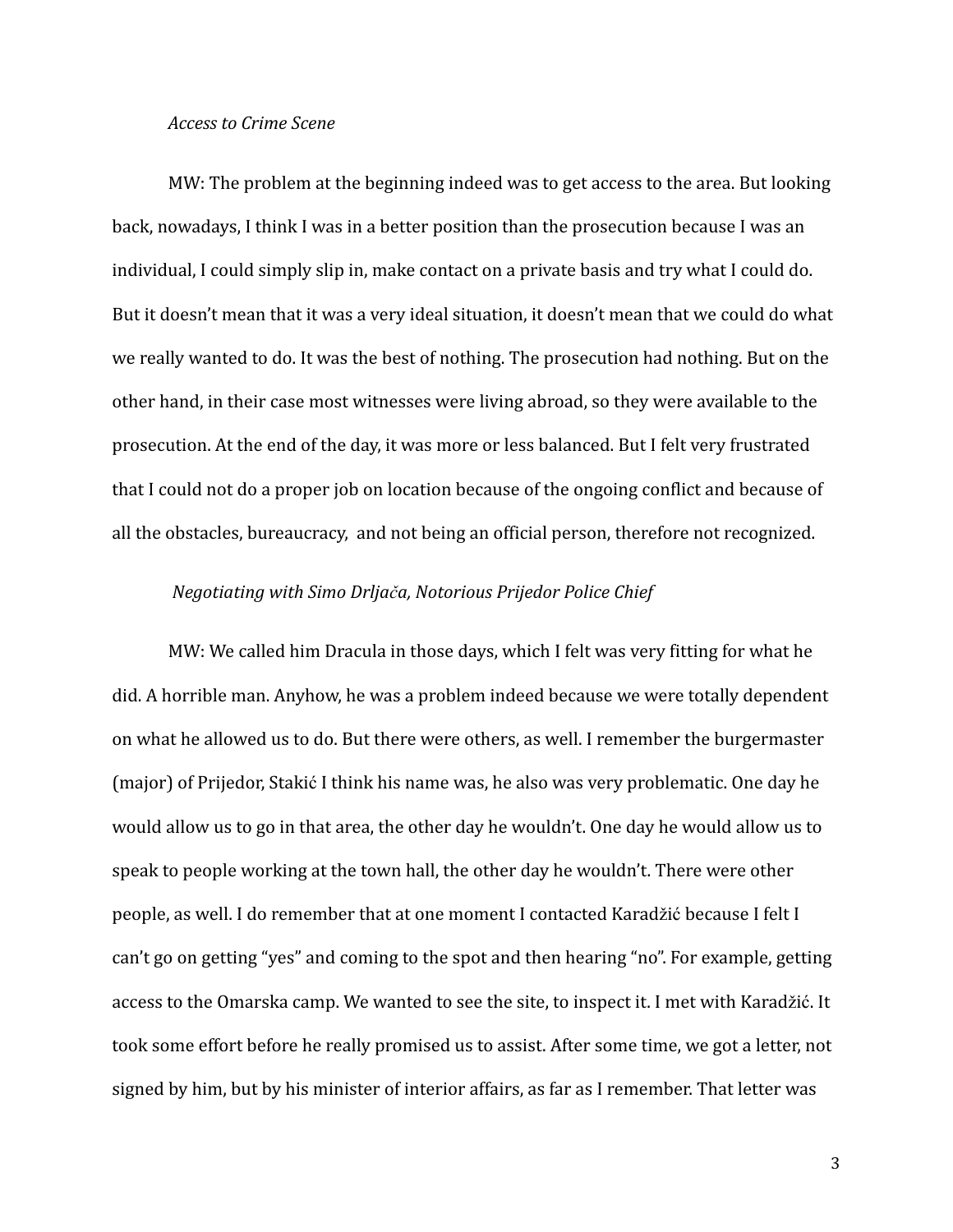*Access to Crime Scene*

MW: The problem at the beginning indeed was to get access to the area. But looking back, nowadays, I think I was in a better position than the prosecution because I was an individual, I could simply slip in, make contact on a private basis and try what I could do. But it doesn't mean that it was a very ideal situation, it doesn't mean that we could do what we really wanted to do. It was the best of nothing. The prosecution had nothing. But on the other hand, in their case most witnesses were living abroad, so they were available to the prosecution. At the end of the day, it was more or less balanced. But I felt very frustrated that I could not do a proper job on location because of the ongoing conflict and because of all the obstacles, bureaucracy, and not being an official person, therefore not recognized.

*Negotiating with Simo Drljača, Notorious Prijedor Police Chief*

MW: We called him Dracula in those days, which I felt was very fitting for what he did. A horrible man. Anyhow, he was a problem indeed because we were totally dependent on what he allowed us to do. But there were others, as well. I remember the burgermaster (major) of Prijedor, Stakić I think his name was, he also was very problematic. One day he would allow us to go in that area, the other day he wouldn't. One day he would allow us to speak to people working at the town hall, the other day he wouldn't. There were other people, as well. I do remember that at one moment I contacted Karadžić because I felt I can't go on getting "yes" and coming to the spot and then hearing "no". For example, getting access to the Omarska camp. We wanted to see the site, to inspect it. I met with Karadžić. It took some effort before he really promised us to assist. After some time, we got a letter, not signed by him, but by his minister of interior affairs, as far as I remember. That letter was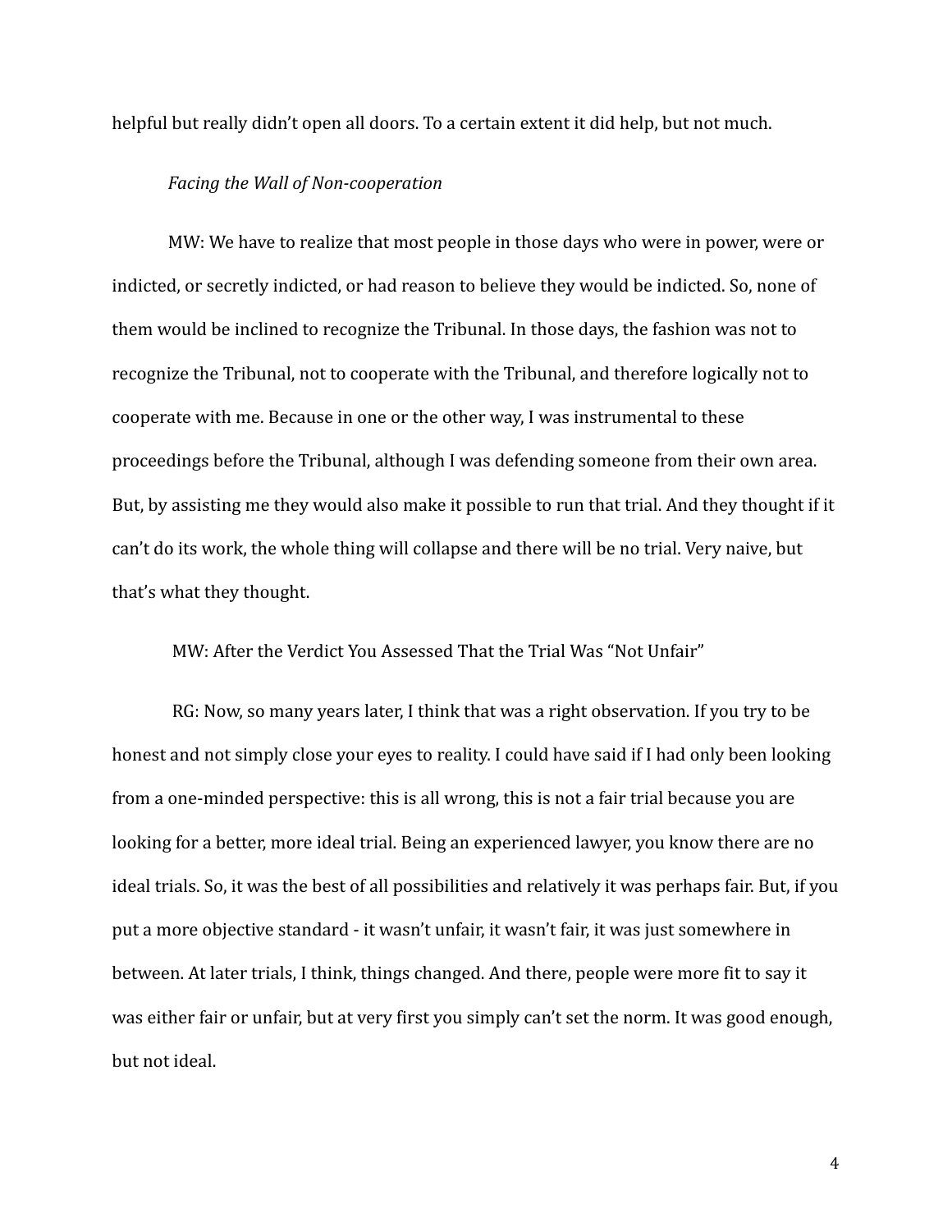helpful but really didn't open all doors. To a certain extent it did help, but not much.

*Facing the Wall of Non-cooperation*

MW: We have to realize that most people in those days who were in power, were or indicted, or secretly indicted, or had reason to believe they would be indicted. So, none of them would be inclined to recognize the Tribunal. In those days, the fashion was not to recognize the Tribunal, not to cooperate with the Tribunal, and therefore logically not to cooperate with me. Because in one or the other way, I was instrumental to these proceedings before the Tribunal, although I was defending someone from their own area. But, by assisting me they would also make it possible to run that trial. And they thought if it can't do its work, the whole thing will collapse and there will be no trial. Very naive, but that's what they thought.

MW: After the Verdict You Assessed That the Trial Was "Not Unfair"

RG: Now, so many years later, I think that was a right observation. If you try to be honest and not simply close your eyes to reality. I could have said if I had only been looking from a one-minded perspective: this is all wrong, this is not a fair trial because you are looking for a better, more ideal trial. Being an experienced lawyer, you know there are no ideal trials. So, it was the best of all possibilities and relatively it was perhaps fair. But, if you put a more objective standard - it wasn't unfair, it wasn't fair, it was just somewhere in between. At later trials, I think, things changed. And there, people were more fit to say it was either fair or unfair, but at very first you simply can't set the norm. It was good enough, but not ideal.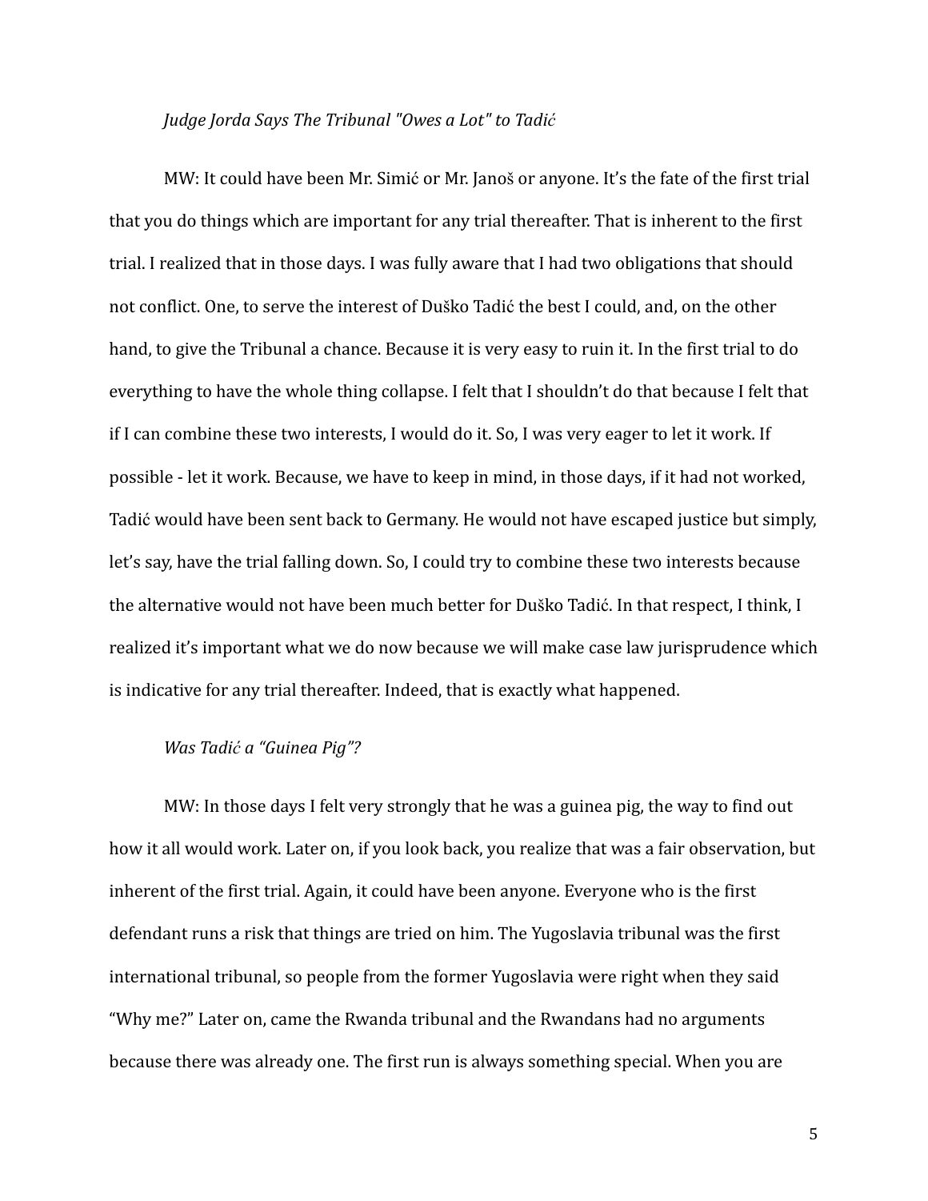*Judge Jorda Says The Tribunal "Owes a Lot" to Tadić*

MW: It could have been Mr. Simić or Mr. Janoš or anyone. It's the fate of the first trial that you do things which are important for any trial thereafter. That is inherent to the first trial. I realized that in those days. I was fully aware that I had two obligations that should not conflict. One, to serve the interest of Duško Tadić the best I could, and, on the other hand, to give the Tribunal a chance. Because it is very easy to ruin it. In the first trial to do everything to have the whole thing collapse. I felt that I shouldn't do that because I felt that if I can combine these two interests, I would do it. So, I was very eager to let it work. If possible - let it work. Because, we have to keep in mind, in those days, if it had not worked, Tadić would have been sent back to Germany. He would not have escaped justice but simply, let's say, have the trial falling down. So, I could try to combine these two interests because the alternative would not have been much better for Duško Tadić. In that respect, I think, I realized it's important what we do now because we will make case law jurisprudence which is indicative for any trial thereafter. Indeed, that is exactly what happened.

*Was Tadić a "Guinea Pig"?*

MW: In those days I felt very strongly that he was a guinea pig, the way to find out how it all would work. Later on, if you look back, you realize that was a fair observation, but inherent of the first trial. Again, it could have been anyone. Everyone who is the first defendant runs a risk that things are tried on him. The Yugoslavia tribunal was the first international tribunal, so people from the former Yugoslavia were right when they said "Why me?" Later on, came the Rwanda tribunal and the Rwandans had no arguments because there was already one. The first run is always something special. When you are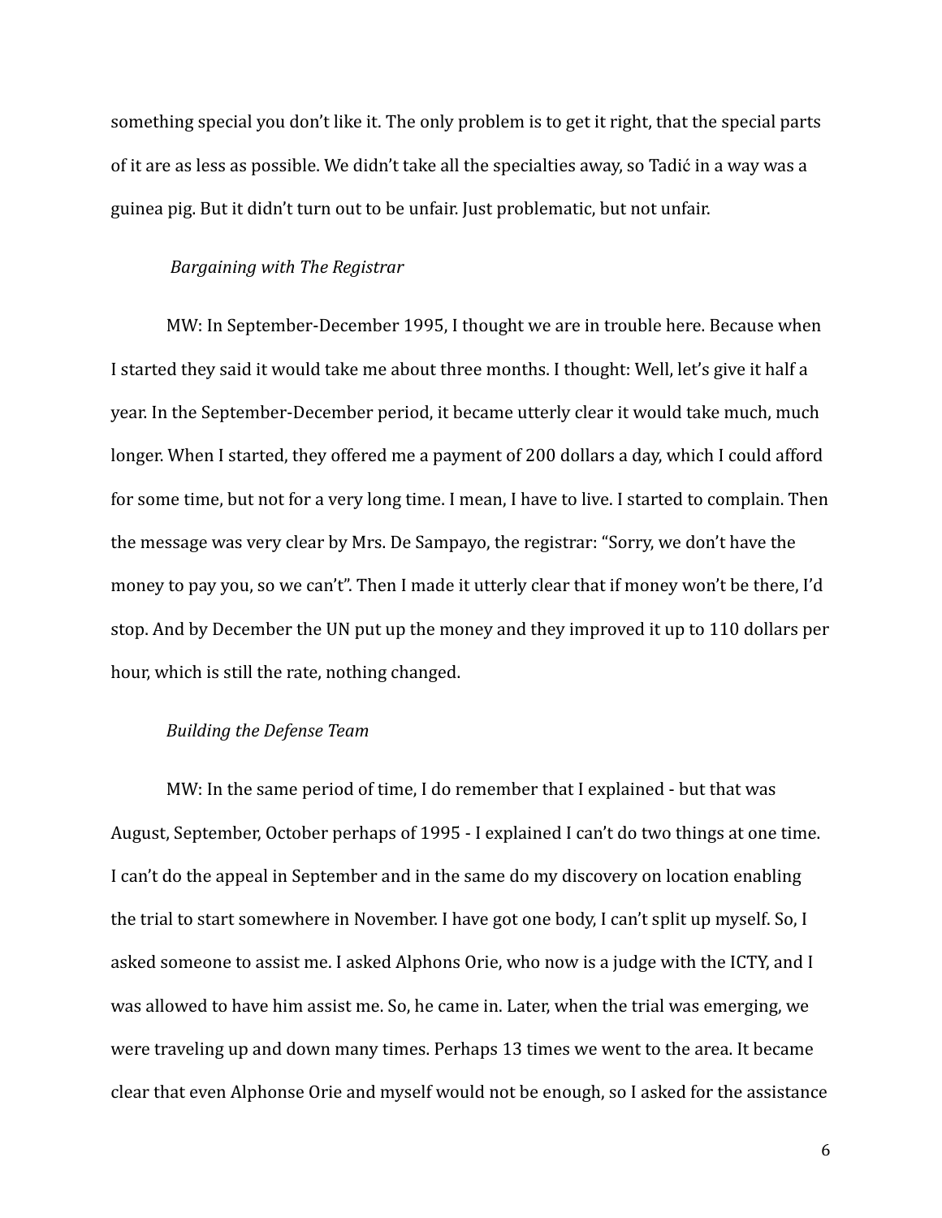something special you don't like it. The only problem is to get it right, that the special parts of it are as less as possible. We didn't take all the specialties away, so Tadić in a way was a guinea pig. But it didn't turn out to be unfair. Just problematic, but not unfair.

*Bargaining with The Registrar*

MW: In September-December 1995, I thought we are in trouble here. Because when I started they said it would take me about three months. I thought: Well, let's give it half a year. In the September-December period, it became utterly clear it would take much, much longer. When I started, they offered me a payment of 200 dollars a day, which I could afford for some time, but not for a very long time. I mean, I have to live. I started to complain. Then the message was very clear by Mrs. De Sampayo, the registrar: "Sorry, we don't have the money to pay you, so we can't". Then I made it utterly clear that if money won't be there, I'd stop. And by December the UN put up the money and they improved it up to 110 dollars per hour, which is still the rate, nothing changed.

*Building the Defense Team*

MW: In the same period of time, I do remember that I explained - but that was August, September, October perhaps of 1995 - I explained I can't do two things at one time. I can't do the appeal in September and in the same do my discovery on location enabling the trial to start somewhere in November. I have got one body, I can't split up myself. So, I asked someone to assist me. I asked Alphons Orie, who now is a judge with the ICTY, and I was allowed to have him assist me. So, he came in. Later, when the trial was emerging, we were traveling up and down many times. Perhaps 13 times we went to the area. It became clear that even Alphonse Orie and myself would not be enough, so I asked for the assistance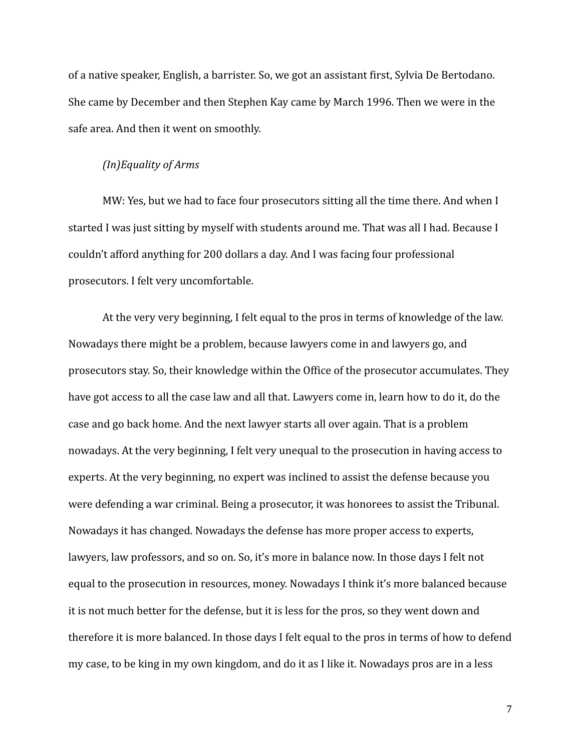of a native speaker, English, a barrister. So, we got an assistant first, Sylvia De Bertodano. She came by December and then Stephen Kay came by March 1996. Then we were in the safe area. And then it went on smoothly.

*(In)Equality of Arms*

MW: Yes, but we had to face four prosecutors sitting all the time there. And when I started I was just sitting by myself with students around me. That was all I had. Because I couldn't afford anything for 200 dollars a day. And I was facing four professional prosecutors. I felt very uncomfortable.

At the very very beginning, I felt equal to the pros in terms of knowledge of the law. Nowadays there might be a problem, because lawyers come in and lawyers go, and prosecutors stay. So, their knowledge within the Office of the prosecutor accumulates. They have got access to all the case law and all that. Lawyers come in, learn how to do it, do the case and go back home. And the next lawyer starts all over again. That is a problem nowadays. At the very beginning, I felt very unequal to the prosecution in having access to experts. At the very beginning, no expert was inclined to assist the defense because you were defending a war criminal. Being a prosecutor, it was honorees to assist the Tribunal. Nowadays it has changed. Nowadays the defense has more proper access to experts, lawyers, law professors, and so on. So, it's more in balance now. In those days I felt not equal to the prosecution in resources, money. Nowadays I think it's more balanced because it is not much better for the defense, but it is less for the pros, so they went down and therefore it is more balanced. In those days I felt equal to the pros in terms of how to defend my case, to be king in my own kingdom, and do it as I like it. Nowadays pros are in a less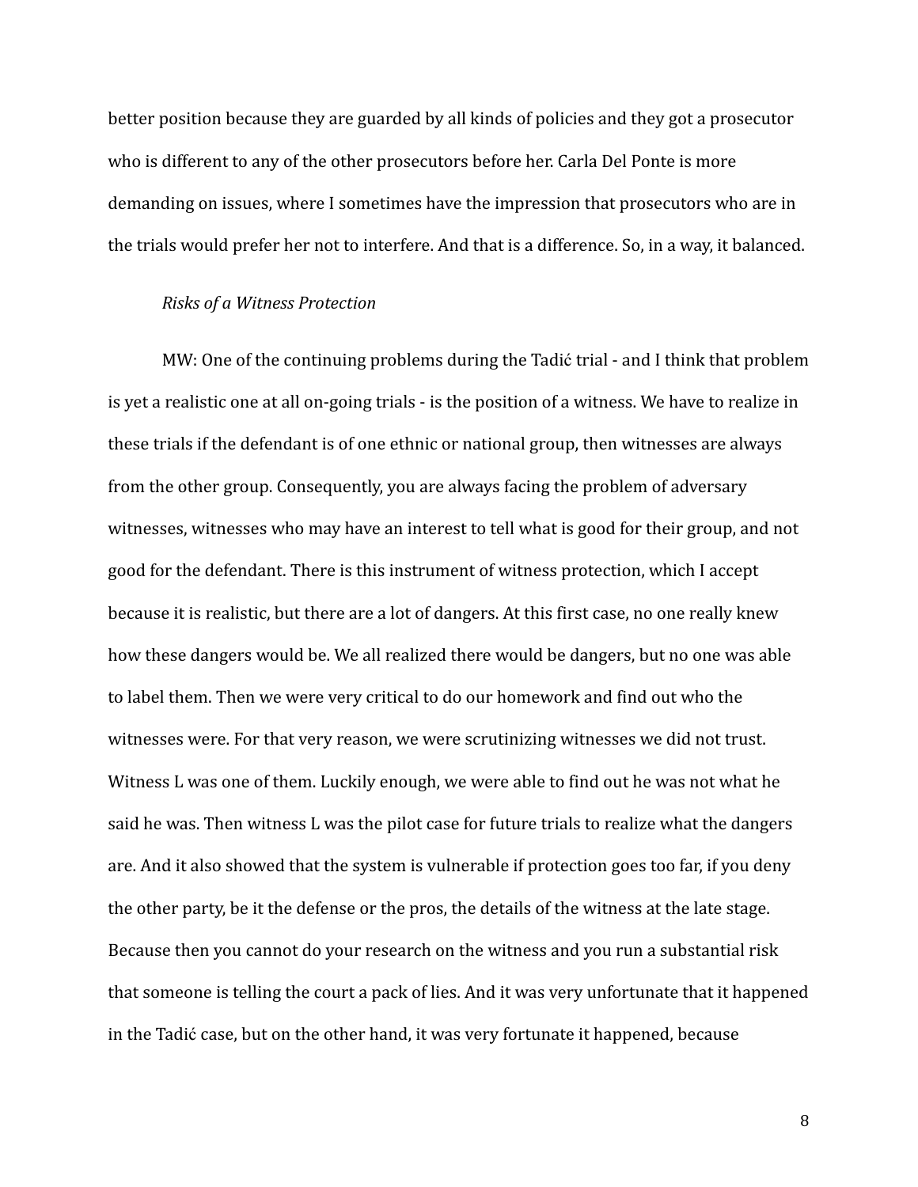better position because they are guarded by all kinds of policies and they got a prosecutor who is different to any of the other prosecutors before her. Carla Del Ponte is more demanding on issues, where I sometimes have the impression that prosecutors who are in the trials would prefer her not to interfere. And that is a difference. So, in a way, it balanced.

*Risks of a Witness Protection*

MW: One of the continuing problems during the Tadić trial - and I think that problem is yet a realistic one at all on-going trials - is the position of a witness. We have to realize in these trials if the defendant is of one ethnic or national group, then witnesses are always from the other group. Consequently, you are always facing the problem of adversary witnesses, witnesses who may have an interest to tell what is good for their group, and not good for the defendant. There is this instrument of witness protection, which I accept because it is realistic, but there are a lot of dangers. At this first case, no one really knew how these dangers would be. We all realized there would be dangers, but no one was able to label them. Then we were very critical to do our homework and find out who the witnesses were. For that very reason, we were scrutinizing witnesses we did not trust. Witness L was one of them. Luckily enough, we were able to find out he was not what he said he was. Then witness L was the pilot case for future trials to realize what the dangers are. And it also showed that the system is vulnerable if protection goes too far, if you deny the other party, be it the defense or the pros, the details of the witness at the late stage. Because then you cannot do your research on the witness and you run a substantial risk that someone is telling the court a pack of lies. And it was very unfortunate that it happened in the Tadić case, but on the other hand, it was very fortunate it happened, because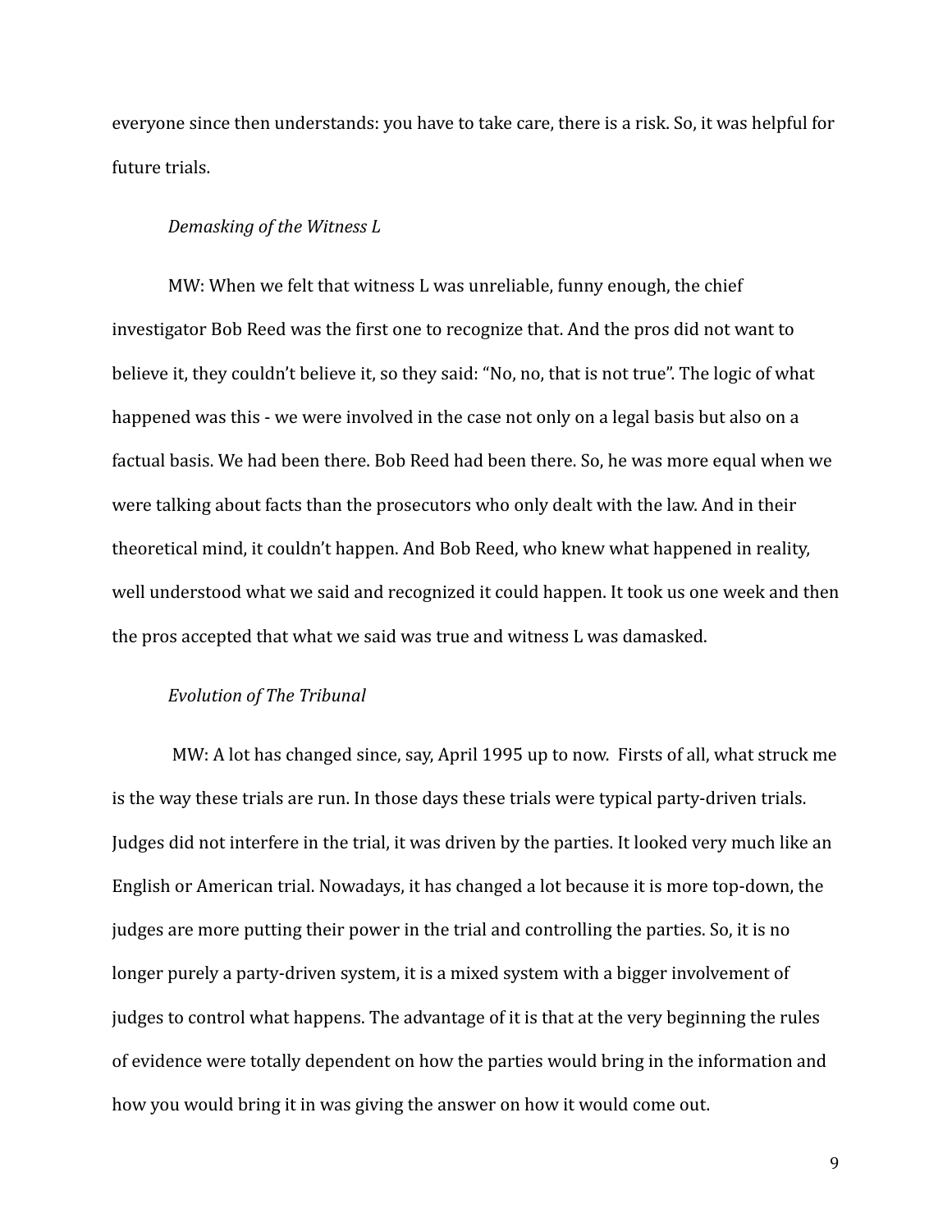everyone since then understands: you have to take care, there is a risk. So, it was helpful for future trials.

*Demasking of the Witness L*

MW: When we felt that witness L was unreliable, funny enough, the chief investigator Bob Reed was the first one to recognize that. And the pros did not want to believe it, they couldn't believe it, so they said: "No, no, that is not true". The logic of what happened was this - we were involved in the case not only on a legal basis but also on a factual basis. We had been there. Bob Reed had been there. So, he was more equal when we were talking about facts than the prosecutors who only dealt with the law. And in their theoretical mind, it couldn't happen. And Bob Reed, who knew what happened in reality, well understood what we said and recognized it could happen. It took us one week and then the pros accepted that what we said was true and witness L was damasked.

*Evolution of The Tribunal*

MW: A lot has changed since, say, April 1995 up to now. Firsts of all, what struck me is the way these trials are run. In those days these trials were typical party-driven trials. Judges did not interfere in the trial, it was driven by the parties. It looked very much like an English or American trial. Nowadays, it has changed a lot because it is more top-down, the judges are more putting their power in the trial and controlling the parties. So, it is no longer purely a party-driven system, it is a mixed system with a bigger involvement of judges to control what happens. The advantage of it is that at the very beginning the rules of evidence were totally dependent on how the parties would bring in the information and how you would bring it in was giving the answer on how it would come out.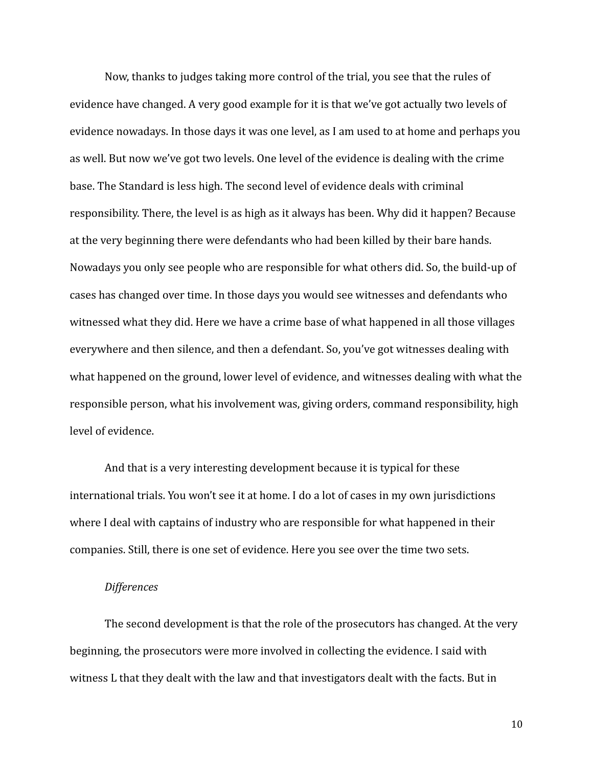Now, thanks to judges taking more control of the trial, you see that the rules of evidence have changed. A very good example for it is that we've got actually two levels of evidence nowadays. In those days it was one level, as I am used to at home and perhaps you as well. But now we've got two levels. One level of the evidence is dealing with the crime base. The Standard is less high. The second level of evidence deals with criminal responsibility. There, the level is as high as it always has been. Why did it happen? Because at the very beginning there were defendants who had been killed by their bare hands. Nowadays you only see people who are responsible for what others did. So, the build-up of cases has changed over time. In those days you would see witnesses and defendants who witnessed what they did. Here we have a crime base of what happened in all those villages everywhere and then silence, and then a defendant. So, you've got witnesses dealing with what happened on the ground, lower level of evidence, and witnesses dealing with what the responsible person, what his involvement was, giving orders, command responsibility, high level of evidence.

And that is a very interesting development because it is typical for these international trials. You won't see it at home. I do a lot of cases in my own jurisdictions where I deal with captains of industry who are responsible for what happened in their companies. Still, there is one set of evidence. Here you see over the time two sets.

*Differences*

The second development is that the role of the prosecutors has changed. At the very beginning, the prosecutors were more involved in collecting the evidence. I said with witness L that they dealt with the law and that investigators dealt with the facts. But in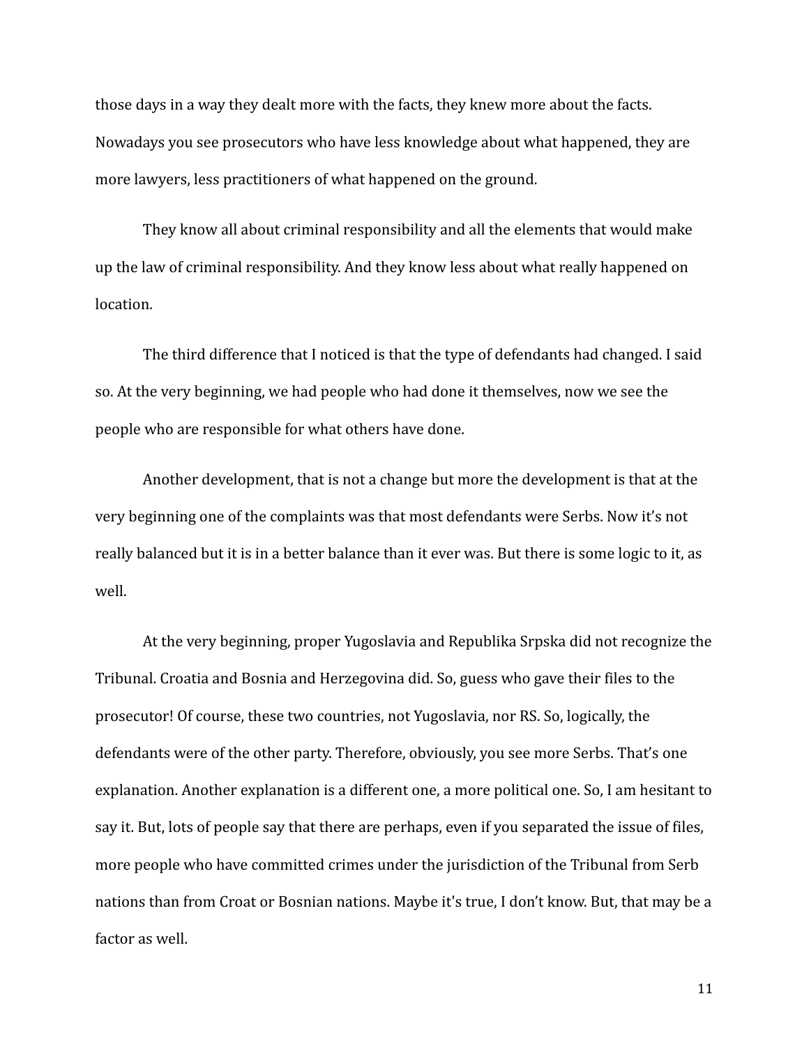those days in a way they dealt more with the facts, they knew more about the facts. Nowadays you see prosecutors who have less knowledge about what happened, they are more lawyers, less practitioners of what happened on the ground.

They know all about criminal responsibility and all the elements that would make up the law of criminal responsibility. And they know less about what really happened on location.

The third difference that I noticed is that the type of defendants had changed. I said so. At the very beginning, we had people who had done it themselves, now we see the people who are responsible for what others have done.

Another development, that is not a change but more the development is that at the very beginning one of the complaints was that most defendants were Serbs. Now it's not really balanced but it is in a better balance than it ever was. But there is some logic to it, as well.

At the very beginning, proper Yugoslavia and Republika Srpska did not recognize the Tribunal. Croatia and Bosnia and Herzegovina did. So, guess who gave their files to the prosecutor! Of course, these two countries, not Yugoslavia, nor RS. So, logically, the defendants were of the other party. Therefore, obviously, you see more Serbs. That's one explanation. Another explanation is a different one, a more political one. So, I am hesitant to say it. But, lots of people say that there are perhaps, even if you separated the issue of files, more people who have committed crimes under the jurisdiction of the Tribunal from Serb nations than from Croat or Bosnian nations. Maybe it's true, I don't know. But, that may be a factor as well.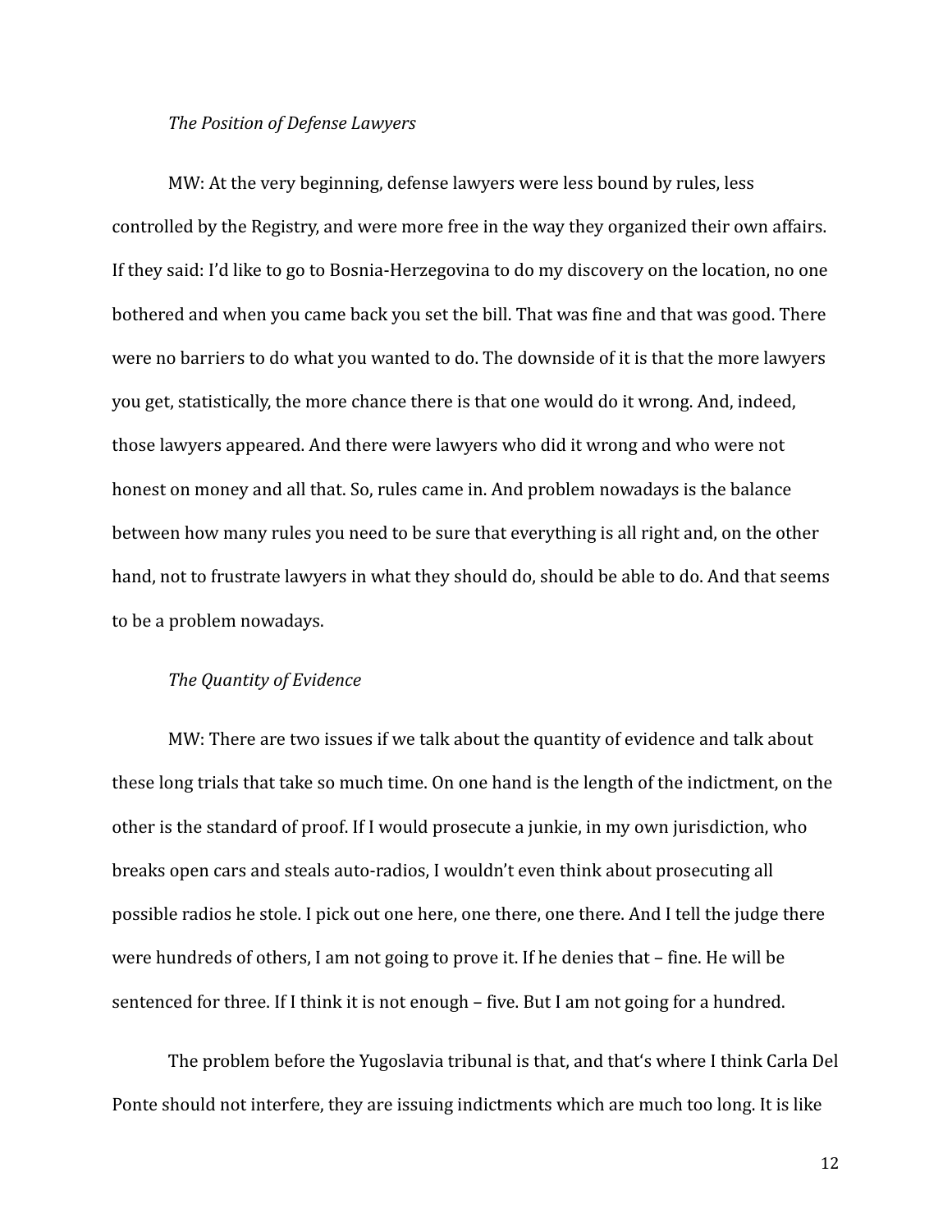*The Position of Defense Lawyers*

MW: At the very beginning, defense lawyers were less bound by rules, less controlled by the Registry, and were more free in the way they organized their own affairs. If they said: I'd like to go to Bosnia-Herzegovina to do my discovery on the location, no one bothered and when you came back you set the bill. That was fine and that was good. There were no barriers to do what you wanted to do. The downside of it is that the more lawyers you get, statistically, the more chance there is that one would do it wrong. And, indeed, those lawyers appeared. And there were lawyers who did it wrong and who were not honest on money and all that. So, rules came in. And problem nowadays is the balance between how many rules you need to be sure that everything is all right and, on the other hand, not to frustrate lawyers in what they should do, should be able to do. And that seems to be a problem nowadays.

*The Quantity of Evidence*

MW: There are two issues if we talk about the quantity of evidence and talk about these long trials that take so much time. On one hand is the length of the indictment, on the other is the standard of proof. If I would prosecute a junkie, in my own jurisdiction, who breaks open cars and steals auto-radios, I wouldn't even think about prosecuting all possible radios he stole. I pick out one here, one there, one there. And I tell the judge there were hundreds of others, I am not going to prove it. If he denies that – fine. He will be sentenced for three. If I think it is not enough – five. But I am not going for a hundred.

The problem before the Yugoslavia tribunal is that, and that's where I think Carla Del Ponte should not interfere, they are issuing indictments which are much too long. It is like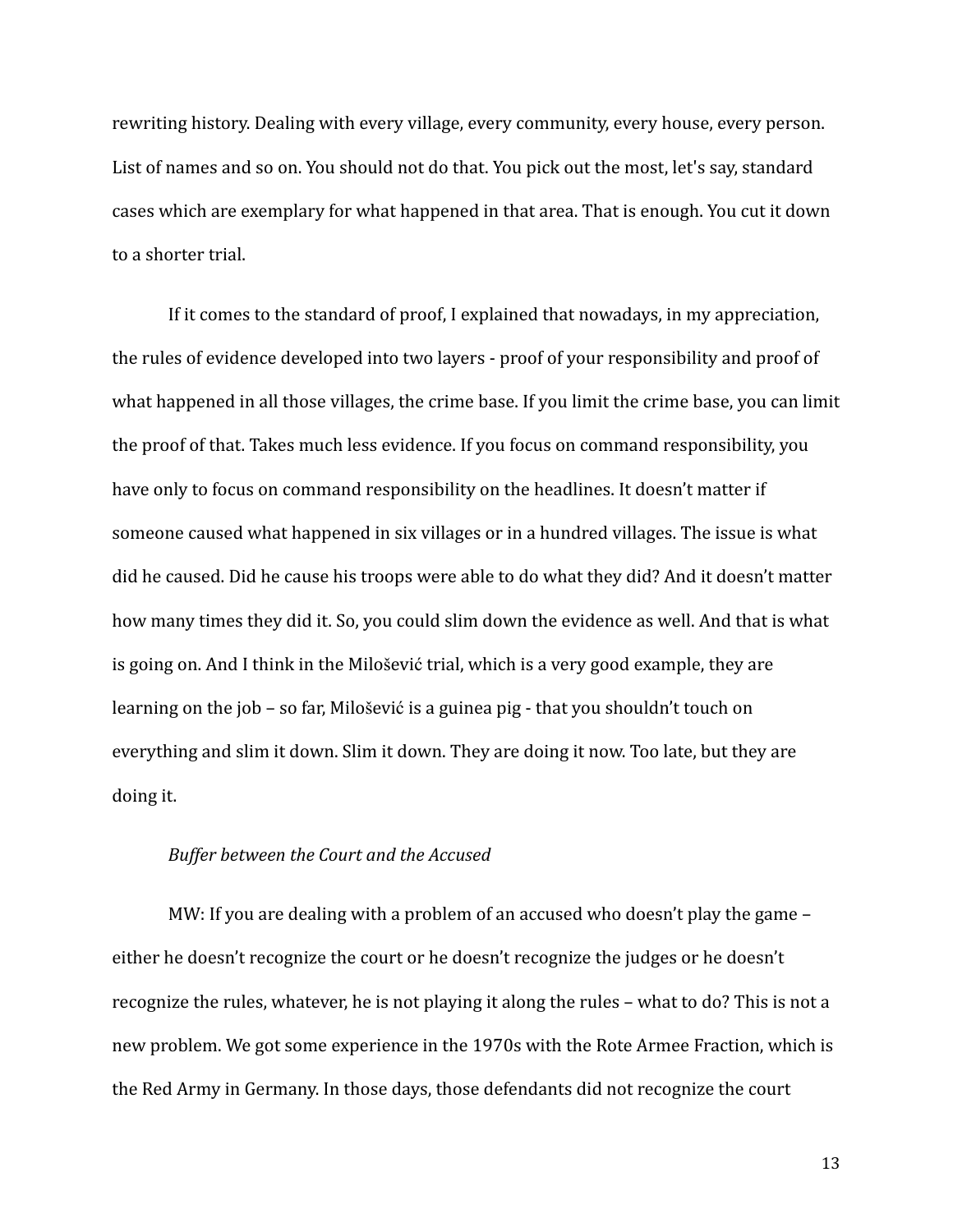rewriting history. Dealing with every village, every community, every house, every person. List of names and so on. You should not do that. You pick out the most, let's say, standard cases which are exemplary for what happened in that area. That is enough. You cut it down to a shorter trial.

If it comes to the standard of proof, I explained that nowadays, in my appreciation, the rules of evidence developed into two layers - proof of your responsibility and proof of what happened in all those villages, the crime base. If you limit the crime base, you can limit the proof of that. Takes much less evidence. If you focus on command responsibility, you have only to focus on command responsibility on the headlines. It doesn't matter if someone caused what happened in six villages or in a hundred villages. The issue is what did he caused. Did he cause his troops were able to do what they did? And it doesn't matter how many times they did it. So, you could slim down the evidence as well. And that is what is going on. And I think in the Milošević trial, which is a very good example, they are learning on the job – so far, Milošević is a guinea pig - that you shouldn't touch on everything and slim it down. Slim it down. They are doing it now. Too late, but they are doing it.

*Buffer between the Court and the Accused*

MW: If you are dealing with a problem of an accused who doesn't play the game – either he doesn't recognize the court or he doesn't recognize the judges or he doesn't recognize the rules, whatever, he is not playing it along the rules – what to do? This is not a new problem. We got some experience in the 1970s with the Rote Armee Fraction, which is the Red Army in Germany. In those days, those defendants did not recognize the court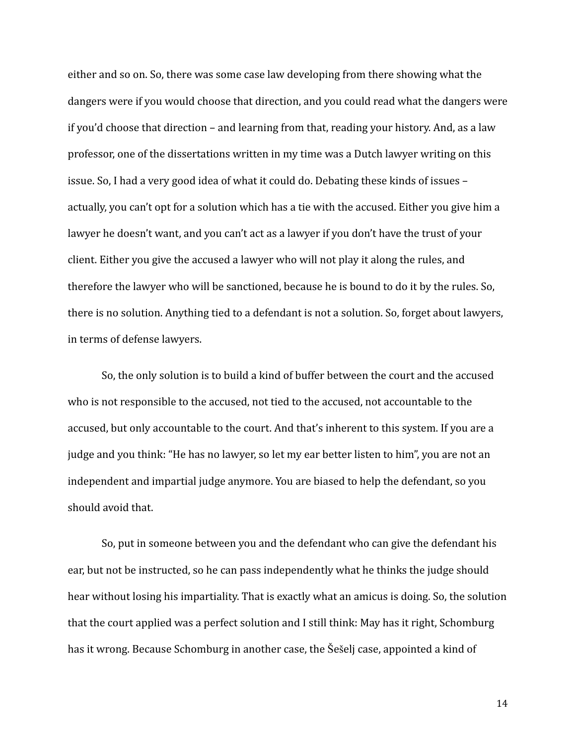either and so on. So, there was some case law developing from there showing what the dangers were if you would choose that direction, and you could read what the dangers were if you'd choose that direction – and learning from that, reading your history. And, as a law professor, one of the dissertations written in my time was a Dutch lawyer writing on this issue. So, I had a very good idea of what it could do. Debating these kinds of issues – actually, you can't opt for a solution which has a tie with the accused. Either you give him a lawyer he doesn't want, and you can't act as a lawyer if you don't have the trust of your client. Either you give the accused a lawyer who will not play it along the rules, and therefore the lawyer who will be sanctioned, because he is bound to do it by the rules. So, there is no solution. Anything tied to a defendant is not a solution. So, forget about lawyers, in terms of defense lawyers.

So, the only solution is to build a kind of buffer between the court and the accused who is not responsible to the accused, not tied to the accused, not accountable to the accused, but only accountable to the court. And that's inherent to this system. If you are a judge and you think: "He has no lawyer, so let my ear better listen to him", you are not an independent and impartial judge anymore. You are biased to help the defendant, so you should avoid that.

So, put in someone between you and the defendant who can give the defendant his ear, but not be instructed, so he can pass independently what he thinks the judge should hear without losing his impartiality. That is exactly what an amicus is doing. So, the solution that the court applied was a perfect solution and I still think: May has it right, Schomburg has it wrong. Because Schomburg in another case, the Šešelj case, appointed a kind of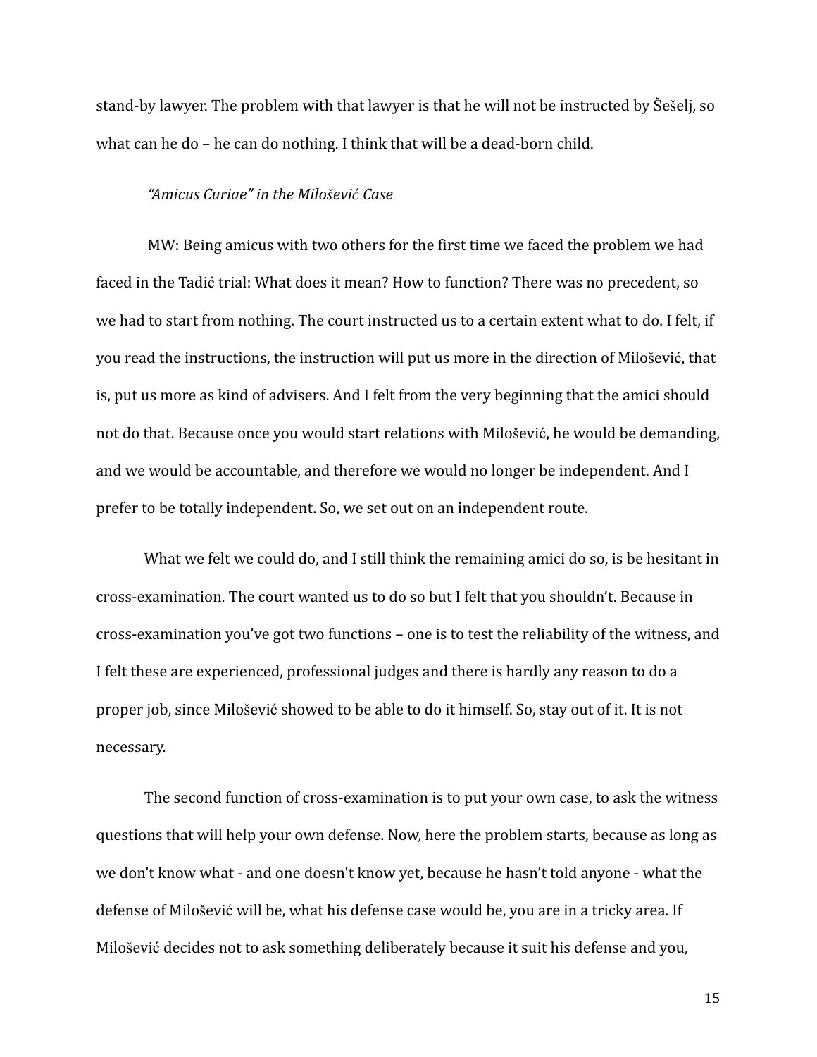stand-by lawyer. The problem with that lawyer is that he will not be instructed by Šešelj, so what can he do – he can do nothing. I think that will be a dead-born child.

### *"Amicus Curiae" in the Milošević Case*

MW: Being amicus with two others for the first time we faced the problem we had faced in the Tadić trial: What does it mean? How to function? There was no precedent, so we had to start from nothing. The court instructed us to a certain extent what to do. I felt, if you read the instructions, the instruction will put us more in the direction of Milošević, that is, put us more as kind of advisers. And I felt from the very beginning that the amici should not do that. Because once you would start relations with Milošević, he would be demanding, and we would be accountable, and therefore we would no longer be independent. And I prefer to be totally independent. So, we set out on an independent route.

What we felt we could do, and I still think the remaining amici do so, is be hesitant in cross-examination. The court wanted us to do so but I felt that you shouldn't. Because in cross-examination you've got two functions – one is to test the reliability of the witness, and I felt these are experienced, professional judges and there is hardly any reason to do a proper job, since Milošević showed to be able to do it himself. So, stay out of it. It is not necessary.

The second function of cross-examination is to put your own case, to ask the witness questions that will help your own defense. Now, here the problem starts, because as long as we don't know what - and one doesn't know yet, because he hasn't told anyone - what the defense of Milošević will be, what his defense case would be, you are in a tricky area. If Milošević decides not to ask something deliberately because it suit his defense and you,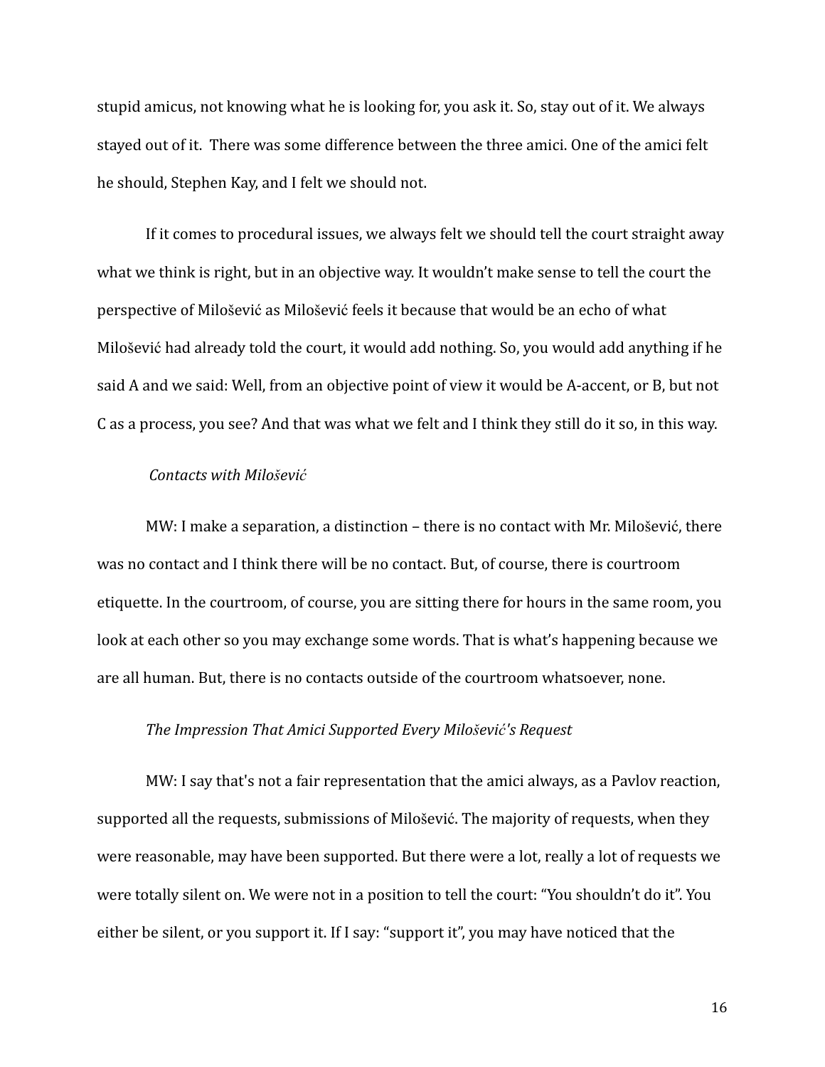stupid amicus, not knowing what he is looking for, you ask it. So, stay out of it. We always stayed out of it. There was some difference between the three amici. One of the amici felt he should, Stephen Kay, and I felt we should not.

If it comes to procedural issues, we always felt we should tell the court straight away what we think is right, but in an objective way. It wouldn't make sense to tell the court the perspective of Milošević as Milošević feels it because that would be an echo of what Milošević had already told the court, it would add nothing. So, you would add anything if he said A and we said: Well, from an objective point of view it would be A-accent, or B, but not C as a process, you see? And that was what we felt and I think they still do it so, in this way.

*Contacts with Milošević*

MW: I make a separation, a distinction – there is no contact with Mr. Milošević, there was no contact and I think there will be no contact. But, of course, there is courtroom etiquette. In the courtroom, of course, you are sitting there for hours in the same room, you look at each other so you may exchange some words. That is what's happening because we are all human. But, there is no contacts outside of the courtroom whatsoever, none.

*The Impression That Amici Supported Every Milošević's Request*

MW: I say that's not a fair representation that the amici always, as a Pavlov reaction, supported all the requests, submissions of Milošević. The majority of requests, when they were reasonable, may have been supported. But there were a lot, really a lot of requests we were totally silent on. We were not in a position to tell the court: "You shouldn't do it". You either be silent, or you support it. If I say: "support it", you may have noticed that the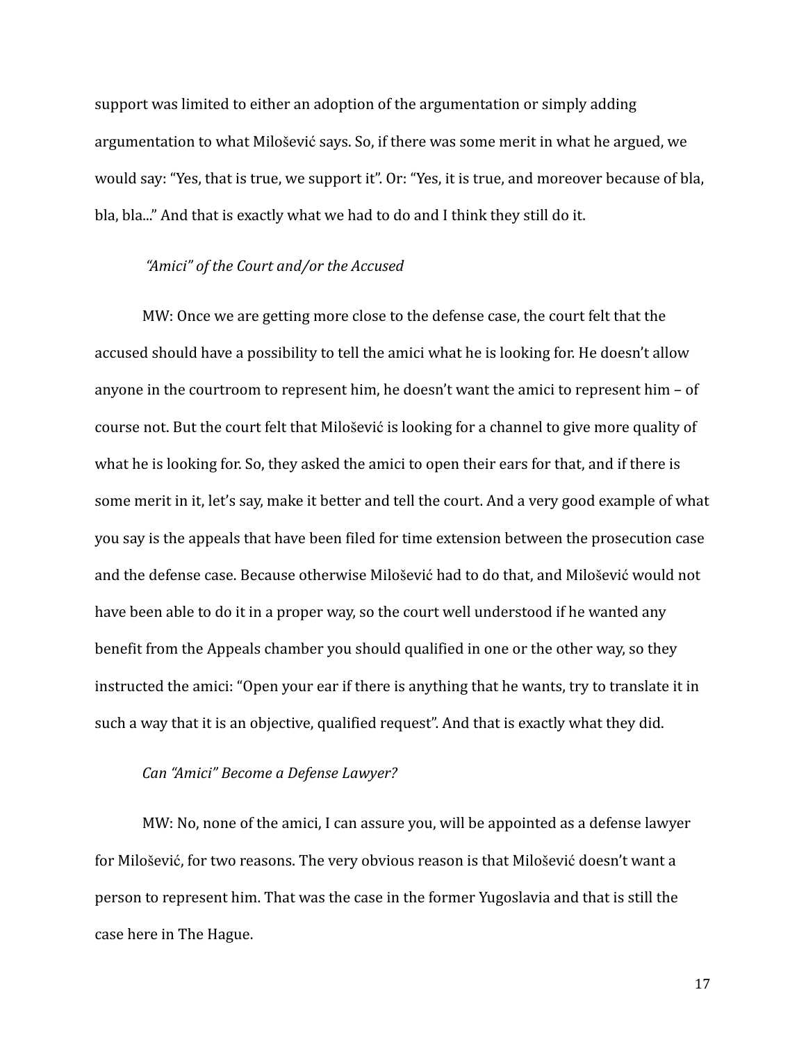support was limited to either an adoption of the argumentation or simply adding argumentation to what Milošević says. So, if there was some merit in what he argued, we would say: "Yes, that is true, we support it". Or: "Yes, it is true, and moreover because of bla, bla, bla..." And that is exactly what we had to do and I think they still do it.

*"Amici" of the Court and/or the Accused*

MW: Once we are getting more close to the defense case, the court felt that the accused should have a possibility to tell the amici what he is looking for. He doesn't allow anyone in the courtroom to represent him, he doesn't want the amici to represent him – of course not. But the court felt that Milošević is looking for a channel to give more quality of what he is looking for. So, they asked the amici to open their ears for that, and if there is some merit in it, let's say, make it better and tell the court. And a very good example of what you say is the appeals that have been filed for time extension between the prosecution case and the defense case. Because otherwise Milošević had to do that, and Milošević would not have been able to do it in a proper way, so the court well understood if he wanted any benefit from the Appeals chamber you should qualified in one or the other way, so they instructed the amici: "Open your ear if there is anything that he wants, try to translate it in such a way that it is an objective, qualified request". And that is exactly what they did.

*Can "Amici" Become a Defense Lawyer?*

MW: No, none of the amici, I can assure you, will be appointed as a defense lawyer for Milošević, for two reasons. The very obvious reason is that Milošević doesn't want a person to represent him. That was the case in the former Yugoslavia and that is still the case here in The Hague.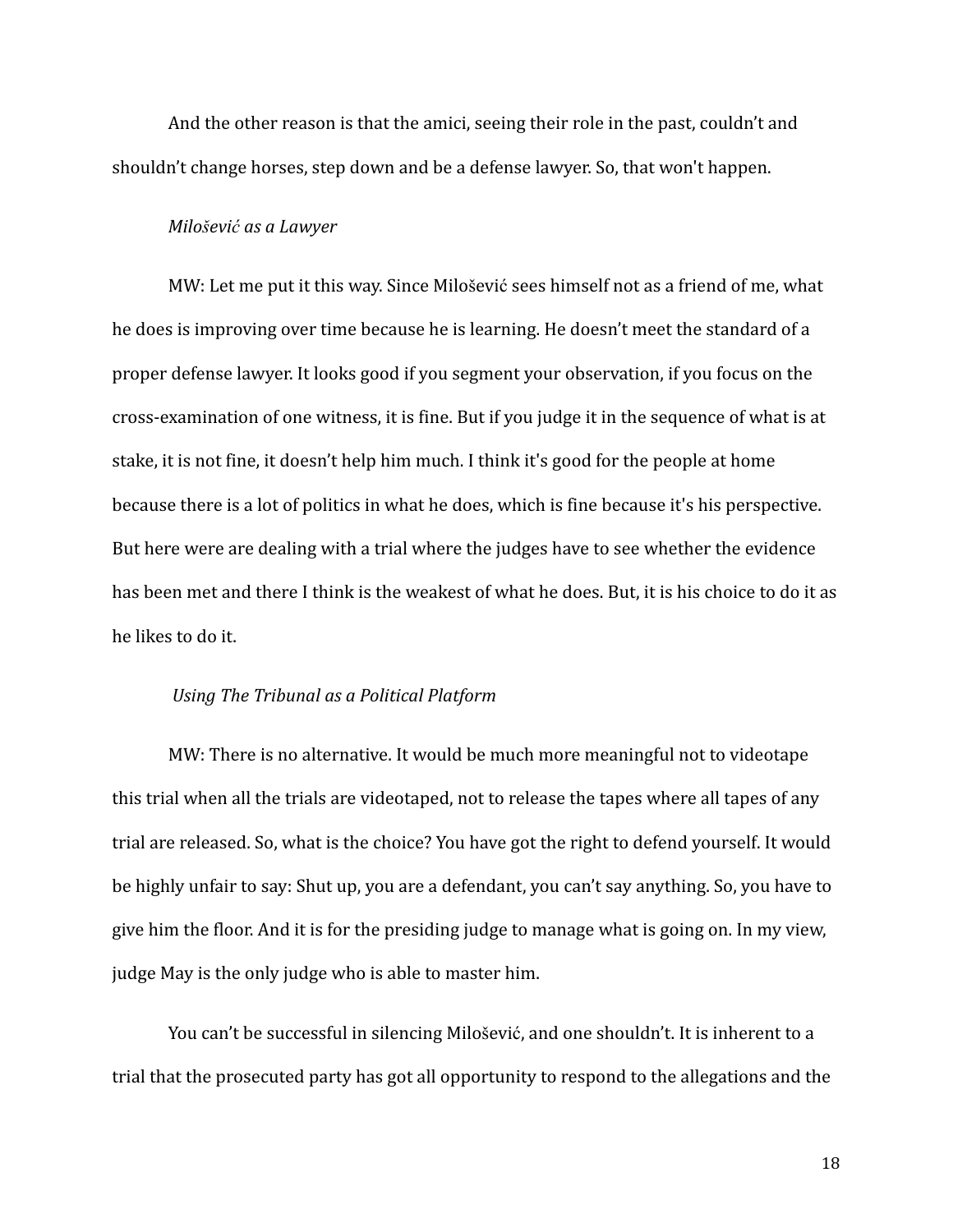And the other reason is that the amici, seeing their role in the past, couldn't and shouldn't change horses, step down and be a defense lawyer. So, that won't happen.

*Milošević as a Lawyer*

MW: Let me put it this way. Since Milošević sees himself not as a friend of me, what he does is improving over time because he is learning. He doesn't meet the standard of a proper defense lawyer. It looks good if you segment your observation, if you focus on the cross-examination of one witness, it is fine. But if you judge it in the sequence of what is at stake, it is not fine, it doesn't help him much. I think it's good for the people at home because there is a lot of politics in what he does, which is fine because it's his perspective. But here were are dealing with a trial where the judges have to see whether the evidence has been met and there I think is the weakest of what he does. But, it is his choice to do it as he likes to do it.

*Using The Tribunal as a Political Platform*

MW: There is no alternative. It would be much more meaningful not to videotape this trial when all the trials are videotaped, not to release the tapes where all tapes of any trial are released. So, what is the choice? You have got the right to defend yourself. It would be highly unfair to say: Shut up, you are a defendant, you can't say anything. So, you have to give him the floor. And it is for the presiding judge to manage what is going on. In my view, judge May is the only judge who is able to master him.

You can't be successful in silencing Milošević, and one shouldn't. It is inherent to a trial that the prosecuted party has got all opportunity to respond to the allegations and the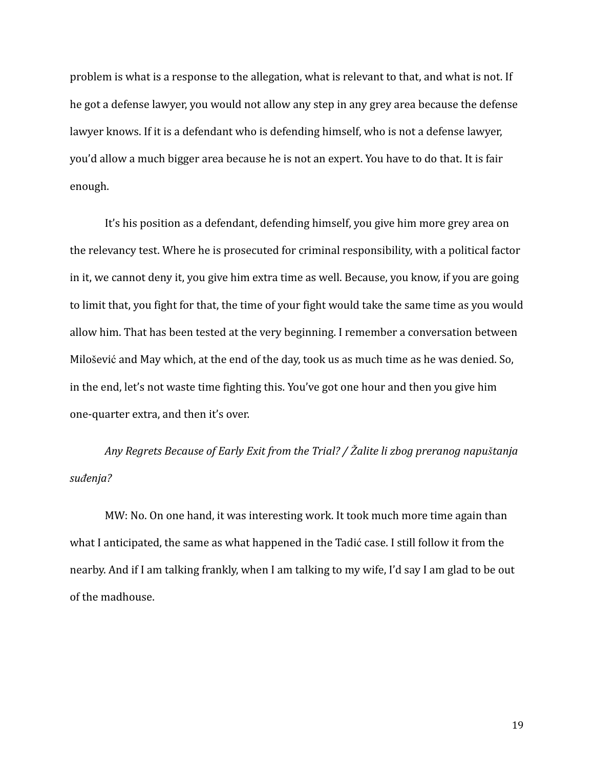problem is what is a response to the allegation, what is relevant to that, and what is not. If he got a defense lawyer, you would not allow any step in any grey area because the defense lawyer knows. If it is a defendant who is defending himself, who is not a defense lawyer, you'd allow a much bigger area because he is not an expert. You have to do that. It is fair enough.

It's his position as a defendant, defending himself, you give him more grey area on the relevancy test. Where he is prosecuted for criminal responsibility, with a political factor in it, we cannot deny it, you give him extra time as well. Because, you know, if you are going to limit that, you fight for that, the time of your fight would take the same time as you would allow him. That has been tested at the very beginning. I remember a conversation between Milošević and May which, at the end of the day, took us as much time as he was denied. So, in the end, let's not waste time fighting this. You've got one hour and then you give him one-quarter extra, and then it's over.

*Any Regrets Because of Early Exit from the Trial? / Žalite li zbog preranog napuštanja suđenja?*

MW: No. On one hand, it was interesting work. It took much more time again than what I anticipated, the same as what happened in the Tadić case. I still follow it from the nearby. And if I am talking frankly, when I am talking to my wife, I'd say I am glad to be out of the madhouse.